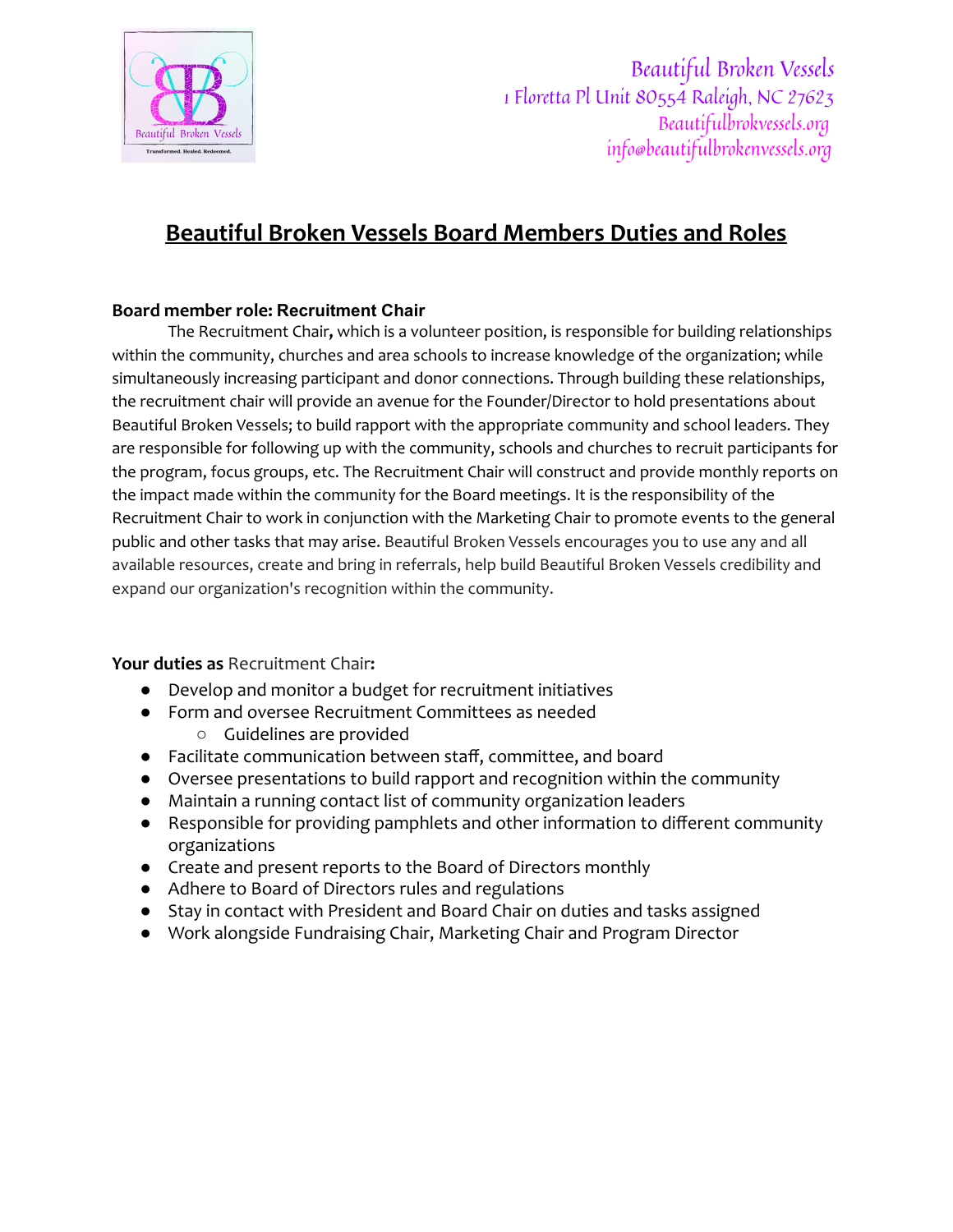Beautiful Broken Vessels
1 Floretta Pl Unit 80554 Raleigh, NC 27623
Beautifulbrokvessels.org
info@beautifulbrokenvessels.org

# Beautiful Broken Vessels Board Members Duties and Roles

### Board member role: Recruitment Chair

The Recruitment Chair**,** which is a volunteer position, is responsible for building relationships within the community, churches and area schools to increase knowledge of the organization; while simultaneously increasing participant and donor connections. Through building these relationships, the recruitment chair will provide an avenue for the Founder/Director to hold presentations about Beautiful Broken Vessels; to build rapport with the appropriate community and school leaders. They are responsible for following up with the community, schools and churches to recruit participants for the program, focus groups, etc. The Recruitment Chair will construct and provide monthly reports on the impact made within the community for the Board meetings. It is the responsibility of the Recruitment Chair to work in conjunction with the Marketing Chair to promote events to the general public and other tasks that may arise. Beautiful Broken Vessels encourages you to use any and all available resources, create and bring in referrals, help build Beautiful Broken Vessels credibility and expand our organization's recognition within the community.

**Your duties as** Recruitment Chair**:**

- Develop and monitor a budget for recruitment initiatives
- Form and oversee Recruitment Committees as needed
  - Guidelines are provided
- Facilitate communication between staff, committee, and board
- Oversee presentations to build rapport and recognition within the community
- Maintain a running contact list of community organization leaders
- Responsible for providing pamphlets and other information to different community organizations
- Create and present reports to the Board of Directors monthly
- Adhere to Board of Directors rules and regulations
- Stay in contact with President and Board Chair on duties and tasks assigned
- Work alongside Fundraising Chair, Marketing Chair and Program Director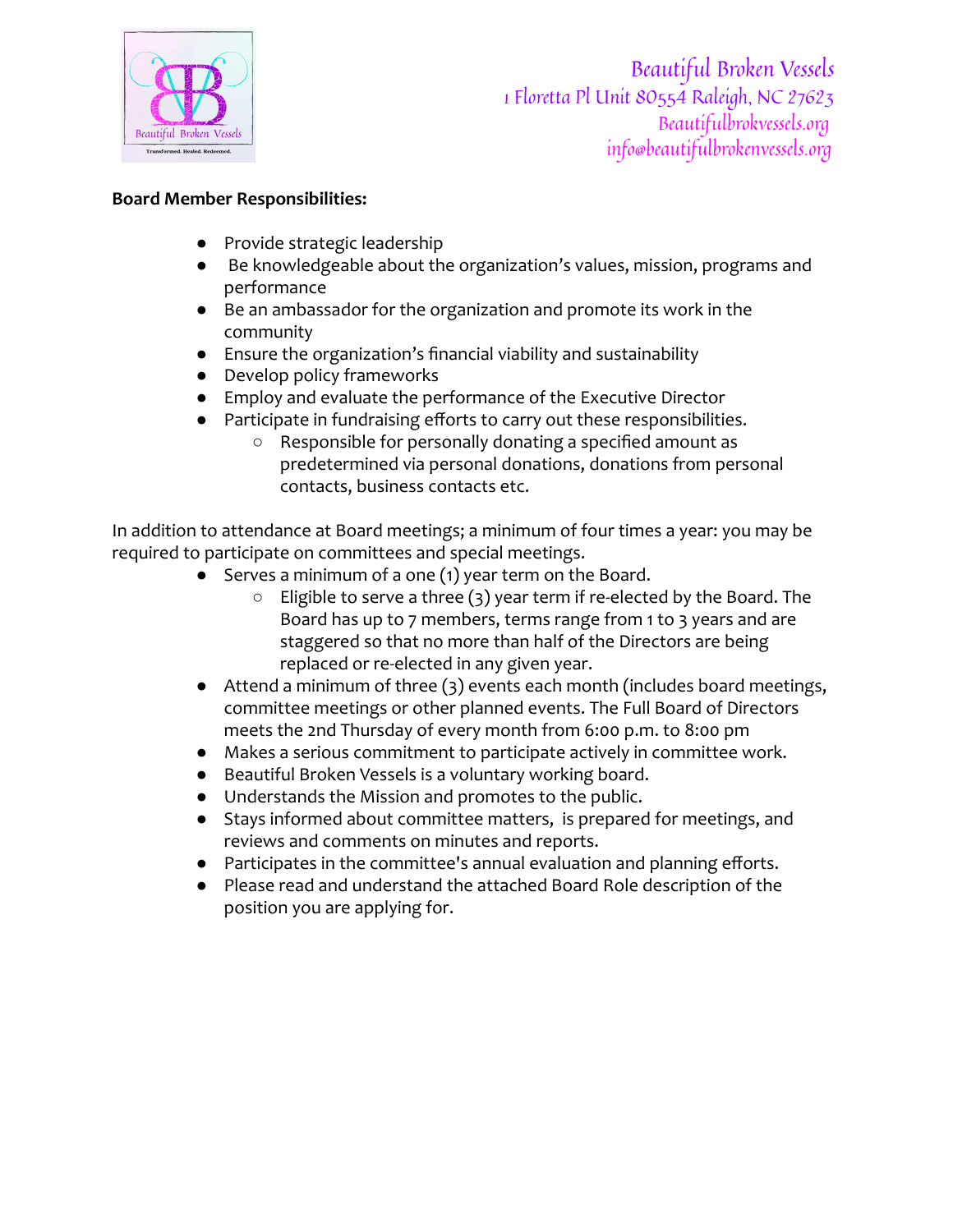Beautiful Broken Vessels
1 Floretta Pl Unit 80554 Raleigh, NC 27623
Beautifulbrokvessels.org
info@beautifulbrokenvessels.org

**Board Member Responsibilities:**

- Provide strategic leadership
- Be knowledgeable about the organization's values, mission, programs and performance
- Be an ambassador for the organization and promote its work in the community
- Ensure the organization's financial viability and sustainability
- Develop policy frameworks
- Employ and evaluate the performance of the Executive Director
- Participate in fundraising efforts to carry out these responsibilities.
    - Responsible for personally donating a specified amount as predetermined via personal donations, donations from personal contacts, business contacts etc.

In addition to attendance at Board meetings; a minimum of four times a year: you may be required to participate on committees and special meetings.

- Serves a minimum of a one (1) year term on the Board.
    - Eligible to serve a three (3) year term if re-elected by the Board. The Board has up to 7 members, terms range from 1 to 3 years and are staggered so that no more than half of the Directors are being replaced or re-elected in any given year.
- Attend a minimum of three (3) events each month (includes board meetings, committee meetings or other planned events. The Full Board of Directors meets the 2nd Thursday of every month from 6:00 p.m. to 8:00 pm
- Makes a serious commitment to participate actively in committee work.
- Beautiful Broken Vessels is a voluntary working board.
- Understands the Mission and promotes to the public.
- Stays informed about committee matters, is prepared for meetings, and reviews and comments on minutes and reports.
- Participates in the committee's annual evaluation and planning efforts.
- Please read and understand the attached Board Role description of the position you are applying for.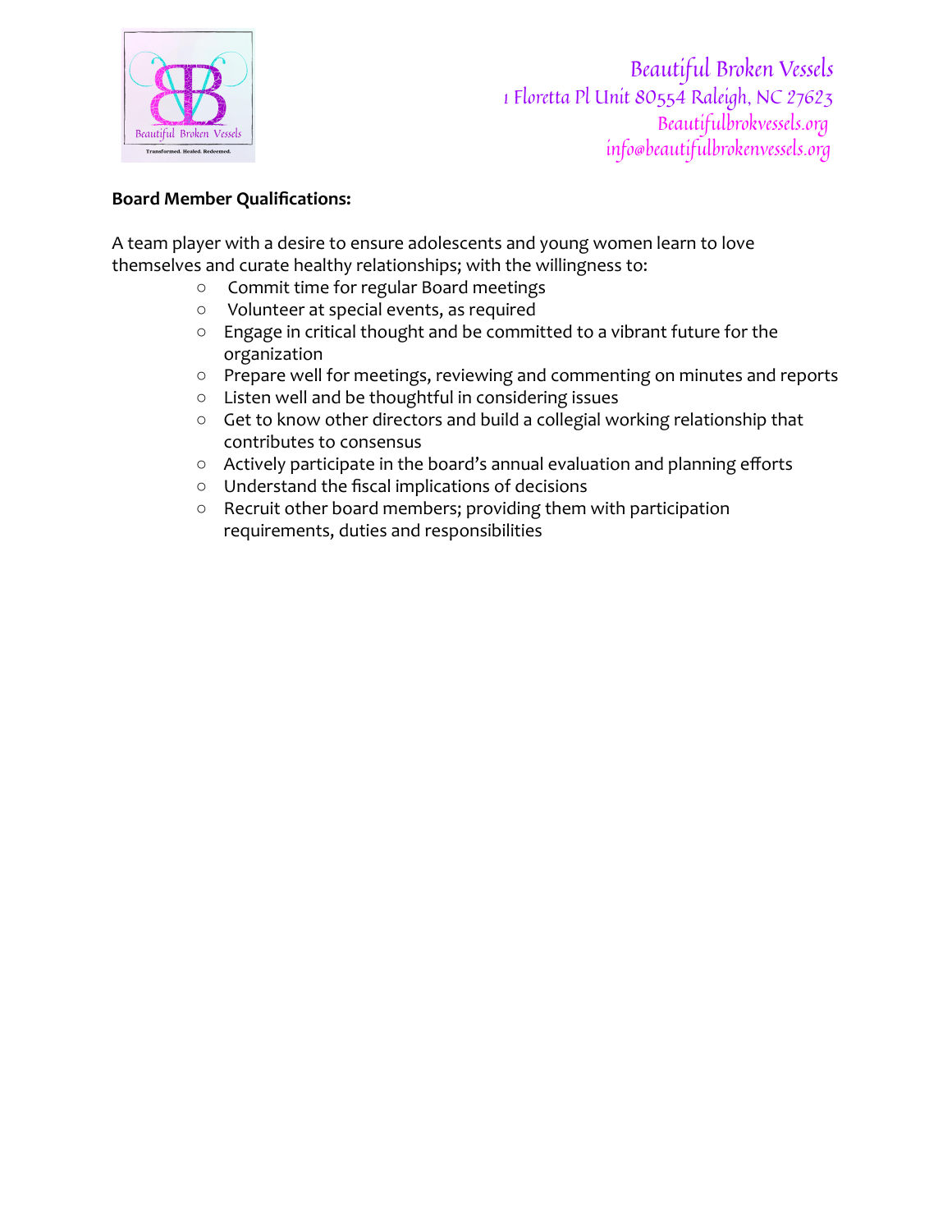Beautiful Broken Vessels
1 Floretta Pl Unit 80554 Raleigh, NC 27623
Beautifulbrokvessels.org
info@beautifulbrokenvessels.org

**Board Member Qualifications:**

A team player with a desire to ensure adolescents and young women learn to love themselves and curate healthy relationships; with the willingness to:

- Commit time for regular Board meetings
- Volunteer at special events, as required
- Engage in critical thought and be committed to a vibrant future for the organization
- Prepare well for meetings, reviewing and commenting on minutes and reports
- Listen well and be thoughtful in considering issues
- Get to know other directors and build a collegial working relationship that contributes to consensus
- Actively participate in the board's annual evaluation and planning efforts
- Understand the fiscal implications of decisions
- Recruit other board members; providing them with participation requirements, duties and responsibilities